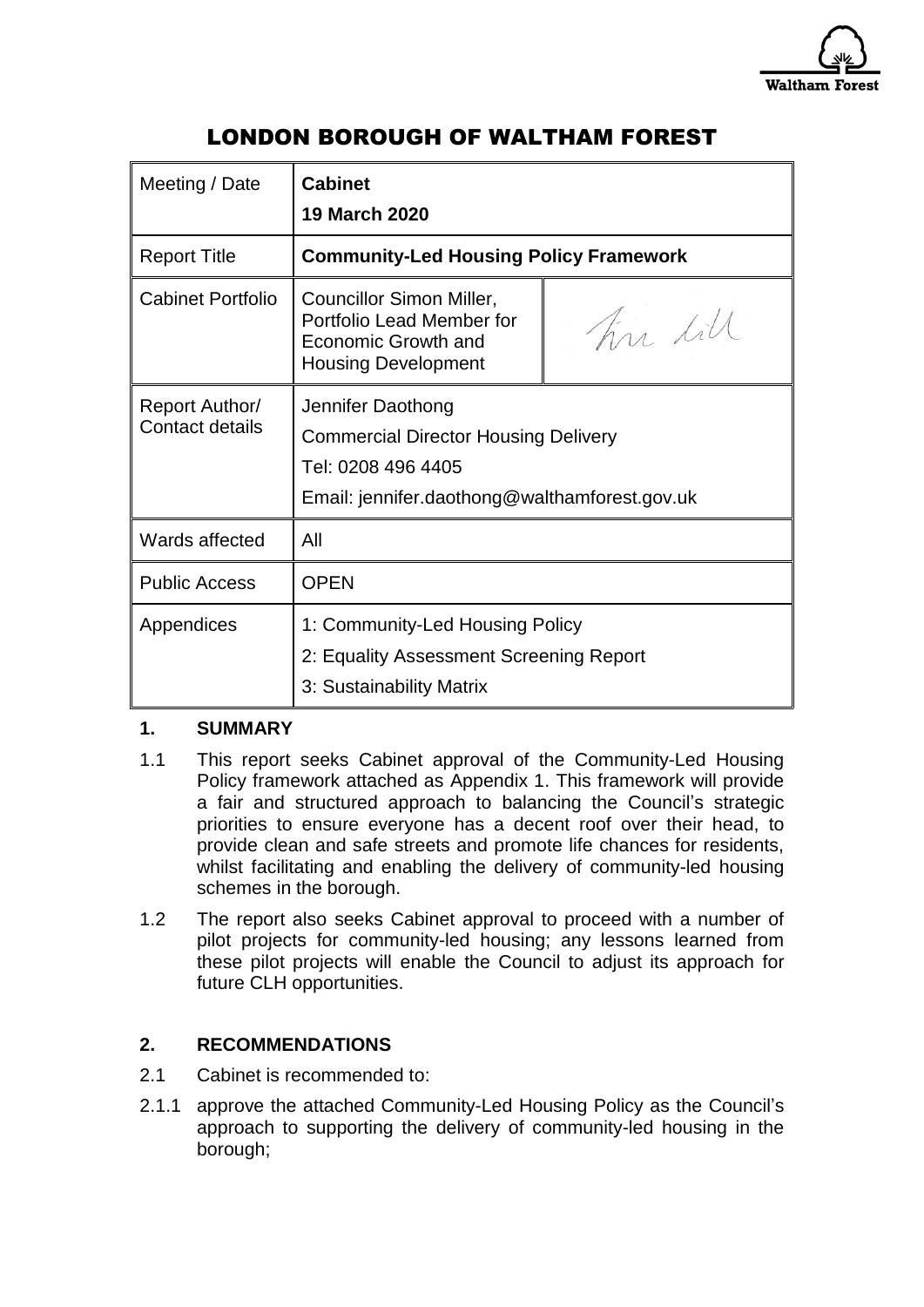# LONDON BOROUGH OF WALTHAM FOREST

| Meeting / Date | **Cabinet**<br>**19 March 2020** | |
|---|---|---|
| Report Title | **Community-Led Housing Policy Framework** | |
| Cabinet Portfolio | Councillor Simon Miller, Portfolio Lead Member for Economic Growth and Housing Development | |
| Report Author/ Contact details | Jennifer Daothong<br>Commercial Director Housing Delivery<br>Tel: 0208 496 4405<br>Email: jennifer.daothong@walthamforest.gov.uk | |
| Wards affected | All | |
| Public Access | OPEN | |
| Appendices | 1: Community-Led Housing Policy<br>2: Equality Assessment Screening Report<br>3: Sustainability Matrix | |

## 1. SUMMARY

1.1 This report seeks Cabinet approval of the Community-Led Housing Policy framework attached as Appendix 1. This framework will provide a fair and structured approach to balancing the Council's strategic priorities to ensure everyone has a decent roof over their head, to provide clean and safe streets and promote life chances for residents, whilst facilitating and enabling the delivery of community-led housing schemes in the borough.

1.2 The report also seeks Cabinet approval to proceed with a number of pilot projects for community-led housing; any lessons learned from these pilot projects will enable the Council to adjust its approach for future CLH opportunities.

## 2. RECOMMENDATIONS

2.1 Cabinet is recommended to:

2.1.1 approve the attached Community-Led Housing Policy as the Council's approach to supporting the delivery of community-led housing in the borough;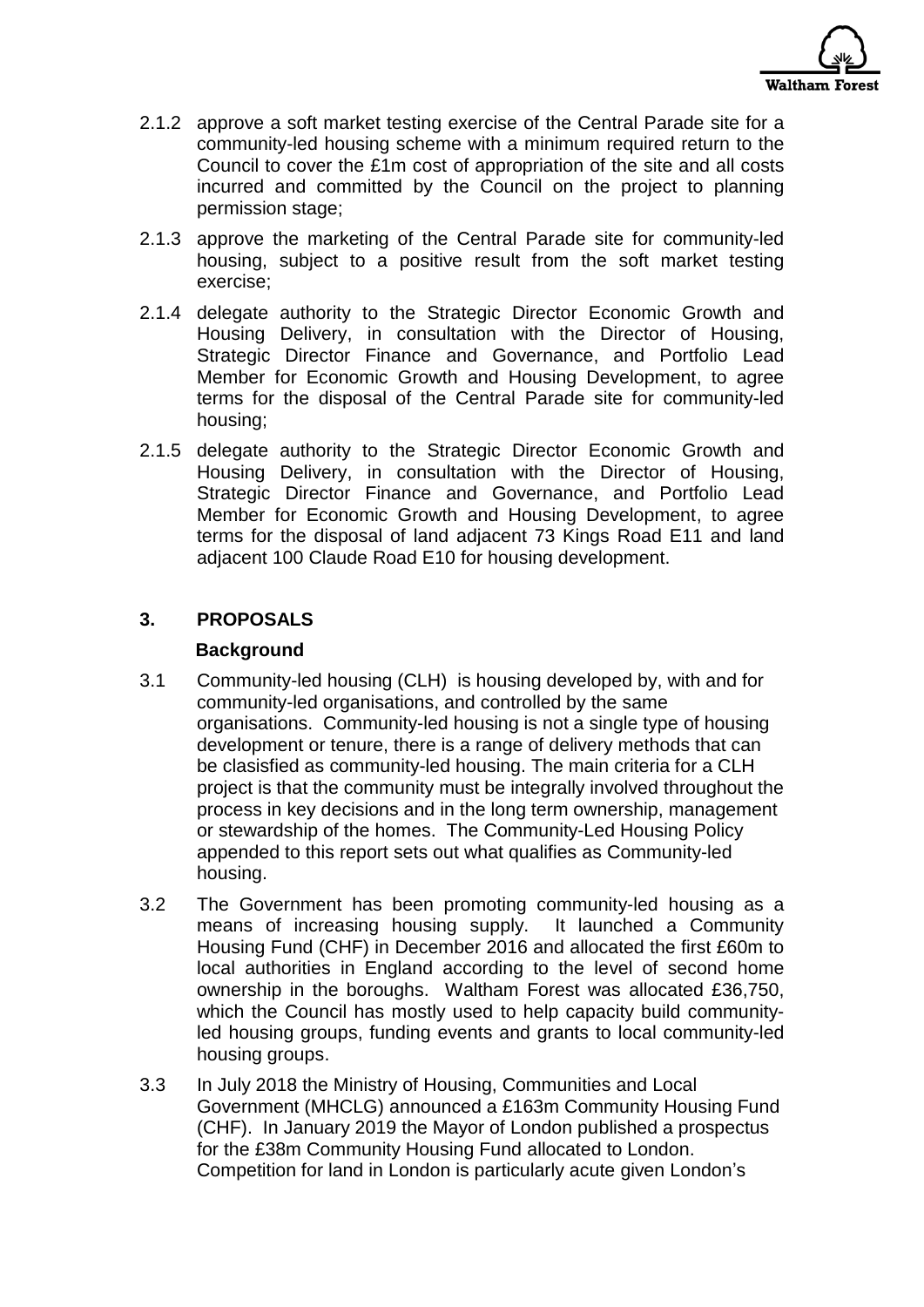2.1.2 approve a soft market testing exercise of the Central Parade site for a community-led housing scheme with a minimum required return to the Council to cover the £1m cost of appropriation of the site and all costs incurred and committed by the Council on the project to planning permission stage;

2.1.3 approve the marketing of the Central Parade site for community-led housing, subject to a positive result from the soft market testing exercise;

2.1.4 delegate authority to the Strategic Director Economic Growth and Housing Delivery, in consultation with the Director of Housing, Strategic Director Finance and Governance, and Portfolio Lead Member for Economic Growth and Housing Development, to agree terms for the disposal of the Central Parade site for community-led housing;

2.1.5 delegate authority to the Strategic Director Economic Growth and Housing Delivery, in consultation with the Director of Housing, Strategic Director Finance and Governance, and Portfolio Lead Member for Economic Growth and Housing Development, to agree terms for the disposal of land adjacent 73 Kings Road E11 and land adjacent 100 Claude Road E10 for housing development.

## 3. PROPOSALS

### Background

3.1 Community-led housing (CLH) is housing developed by, with and for community-led organisations, and controlled by the same organisations. Community-led housing is not a single type of housing development or tenure, there is a range of delivery methods that can be clasisfied as community-led housing. The main criteria for a CLH project is that the community must be integrally involved throughout the process in key decisions and in the long term ownership, management or stewardship of the homes. The Community-Led Housing Policy appended to this report sets out what qualifies as Community-led housing.

3.2 The Government has been promoting community-led housing as a means of increasing housing supply. It launched a Community Housing Fund (CHF) in December 2016 and allocated the first £60m to local authorities in England according to the level of second home ownership in the boroughs. Waltham Forest was allocated £36,750, which the Council has mostly used to help capacity build community-led housing groups, funding events and grants to local community-led housing groups.

3.3 In July 2018 the Ministry of Housing, Communities and Local Government (MHCLG) announced a £163m Community Housing Fund (CHF). In January 2019 the Mayor of London published a prospectus for the £38m Community Housing Fund allocated to London. Competition for land in London is particularly acute given London's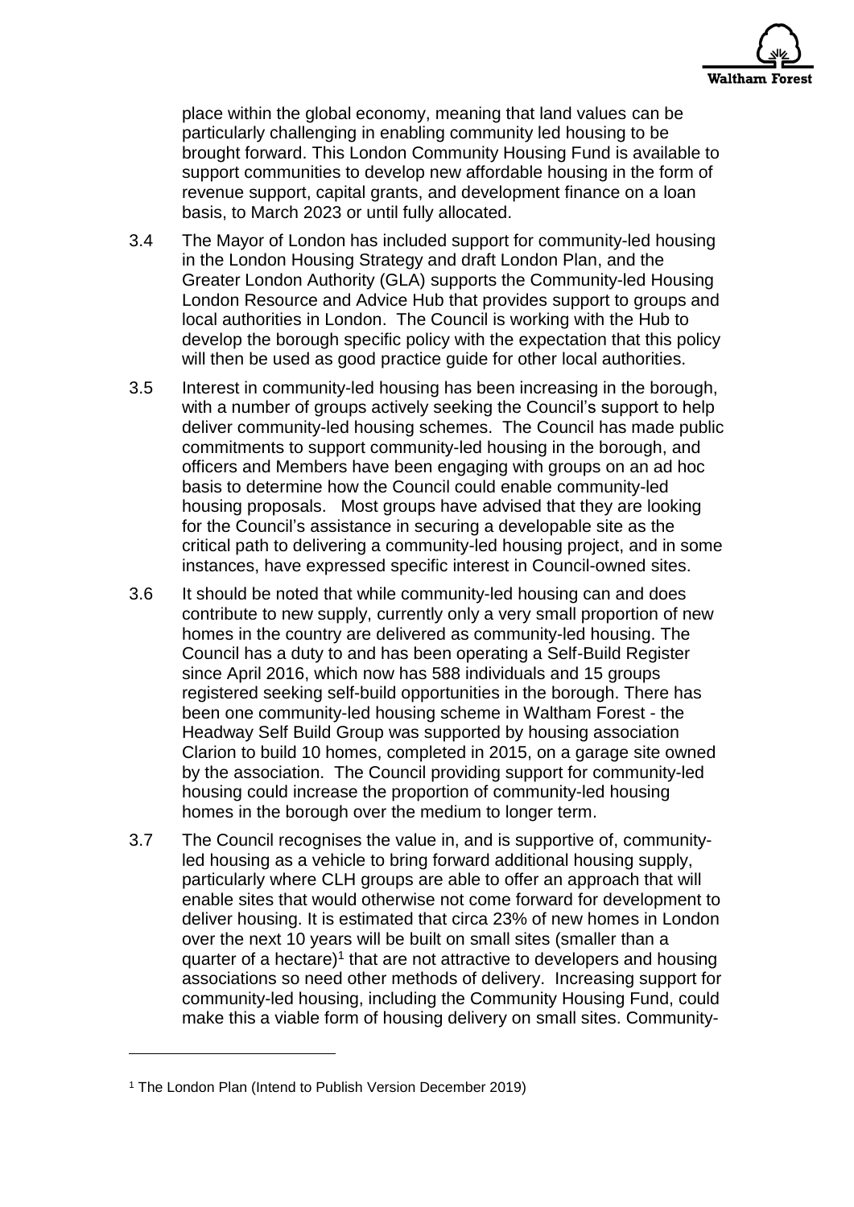place within the global economy, meaning that land values can be particularly challenging in enabling community led housing to be brought forward. This London Community Housing Fund is available to support communities to develop new affordable housing in the form of revenue support, capital grants, and development finance on a loan basis, to March 2023 or until fully allocated.

3.4 The Mayor of London has included support for community-led housing in the London Housing Strategy and draft London Plan, and the Greater London Authority (GLA) supports the Community-led Housing London Resource and Advice Hub that provides support to groups and local authorities in London. The Council is working with the Hub to develop the borough specific policy with the expectation that this policy will then be used as good practice guide for other local authorities.

3.5 Interest in community-led housing has been increasing in the borough, with a number of groups actively seeking the Council's support to help deliver community-led housing schemes. The Council has made public commitments to support community-led housing in the borough, and officers and Members have been engaging with groups on an ad hoc basis to determine how the Council could enable community-led housing proposals. Most groups have advised that they are looking for the Council's assistance in securing a developable site as the critical path to delivering a community-led housing project, and in some instances, have expressed specific interest in Council-owned sites.

3.6 It should be noted that while community-led housing can and does contribute to new supply, currently only a very small proportion of new homes in the country are delivered as community-led housing. The Council has a duty to and has been operating a Self-Build Register since April 2016, which now has 588 individuals and 15 groups registered seeking self-build opportunities in the borough. There has been one community-led housing scheme in Waltham Forest - the Headway Self Build Group was supported by housing association Clarion to build 10 homes, completed in 2015, on a garage site owned by the association. The Council providing support for community-led housing could increase the proportion of community-led housing homes in the borough over the medium to longer term.

3.7 The Council recognises the value in, and is supportive of, community-led housing as a vehicle to bring forward additional housing supply, particularly where CLH groups are able to offer an approach that will enable sites that would otherwise not come forward for development to deliver housing. It is estimated that circa 23% of new homes in London over the next 10 years will be built on small sites (smaller than a quarter of a hectare)[1] that are not attractive to developers and housing associations so need other methods of delivery. Increasing support for community-led housing, including the Community Housing Fund, could make this a viable form of housing delivery on small sites. Community-

[1] The London Plan (Intend to Publish Version December 2019)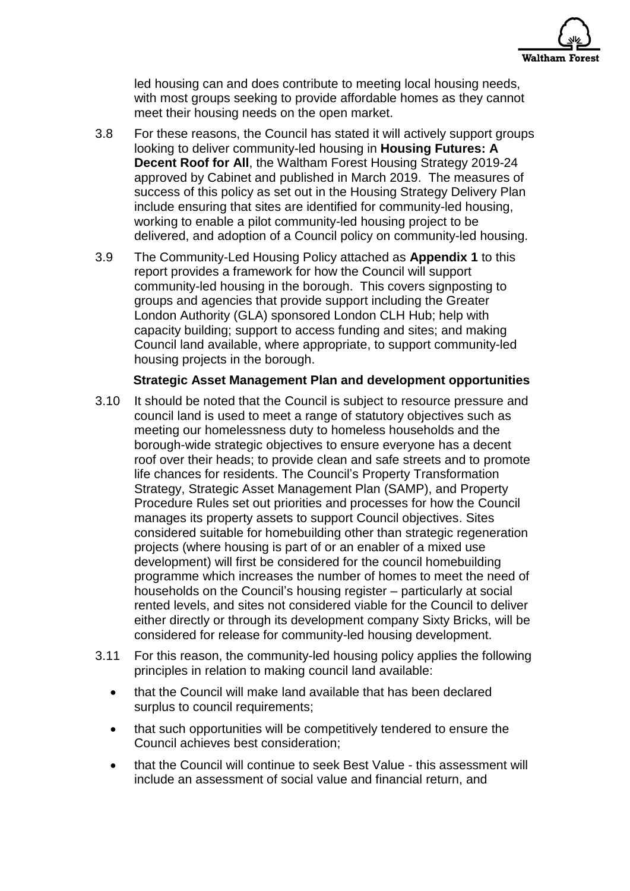led housing can and does contribute to meeting local housing needs, with most groups seeking to provide affordable homes as they cannot meet their housing needs on the open market.

3.8 For these reasons, the Council has stated it will actively support groups looking to deliver community-led housing in **Housing Futures: A Decent Roof for All**, the Waltham Forest Housing Strategy 2019-24 approved by Cabinet and published in March 2019. The measures of success of this policy as set out in the Housing Strategy Delivery Plan include ensuring that sites are identified for community-led housing, working to enable a pilot community-led housing project to be delivered, and adoption of a Council policy on community-led housing.

3.9 The Community-Led Housing Policy attached as **Appendix 1** to this report provides a framework for how the Council will support community-led housing in the borough. This covers signposting to groups and agencies that provide support including the Greater London Authority (GLA) sponsored London CLH Hub; help with capacity building; support to access funding and sites; and making Council land available, where appropriate, to support community-led housing projects in the borough.

**Strategic Asset Management Plan and development opportunities**

3.10 It should be noted that the Council is subject to resource pressure and council land is used to meet a range of statutory objectives such as meeting our homelessness duty to homeless households and the borough-wide strategic objectives to ensure everyone has a decent roof over their heads; to provide clean and safe streets and to promote life chances for residents. The Council's Property Transformation Strategy, Strategic Asset Management Plan (SAMP), and Property Procedure Rules set out priorities and processes for how the Council manages its property assets to support Council objectives. Sites considered suitable for homebuilding other than strategic regeneration projects (where housing is part of or an enabler of a mixed use development) will first be considered for the council homebuilding programme which increases the number of homes to meet the need of households on the Council's housing register – particularly at social rented levels, and sites not considered viable for the Council to deliver either directly or through its development company Sixty Bricks, will be considered for release for community-led housing development.

3.11 For this reason, the community-led housing policy applies the following principles in relation to making council land available:

- that the Council will make land available that has been declared surplus to council requirements;
- that such opportunities will be competitively tendered to ensure the Council achieves best consideration;
- that the Council will continue to seek Best Value - this assessment will include an assessment of social value and financial return, and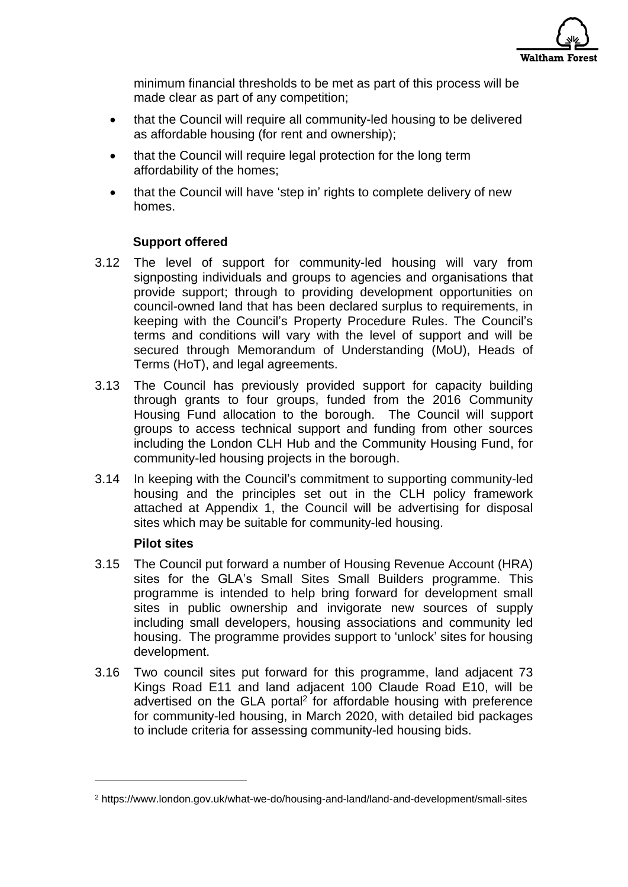minimum financial thresholds to be met as part of this process will be made clear as part of any competition;

- that the Council will require all community-led housing to be delivered as affordable housing (for rent and ownership);
- that the Council will require legal protection for the long term affordability of the homes;
- that the Council will have 'step in' rights to complete delivery of new homes.

**Support offered**

3.12 The level of support for community-led housing will vary from signposting individuals and groups to agencies and organisations that provide support; through to providing development opportunities on council-owned land that has been declared surplus to requirements, in keeping with the Council's Property Procedure Rules. The Council's terms and conditions will vary with the level of support and will be secured through Memorandum of Understanding (MoU), Heads of Terms (HoT), and legal agreements.

3.13 The Council has previously provided support for capacity building through grants to four groups, funded from the 2016 Community Housing Fund allocation to the borough. The Council will support groups to access technical support and funding from other sources including the London CLH Hub and the Community Housing Fund, for community-led housing projects in the borough.

3.14 In keeping with the Council's commitment to supporting community-led housing and the principles set out in the CLH policy framework attached at Appendix 1, the Council will be advertising for disposal sites which may be suitable for community-led housing.

**Pilot sites**

3.15 The Council put forward a number of Housing Revenue Account (HRA) sites for the GLA's Small Sites Small Builders programme. This programme is intended to help bring forward for development small sites in public ownership and invigorate new sources of supply including small developers, housing associations and community led housing. The programme provides support to 'unlock' sites for housing development.

3.16 Two council sites put forward for this programme, land adjacent 73 Kings Road E11 and land adjacent 100 Claude Road E10, will be advertised on the GLA portal[2] for affordable housing with preference for community-led housing, in March 2020, with detailed bid packages to include criteria for assessing community-led housing bids.

[2] https://www.london.gov.uk/what-we-do/housing-and-land/land-and-development/small-sites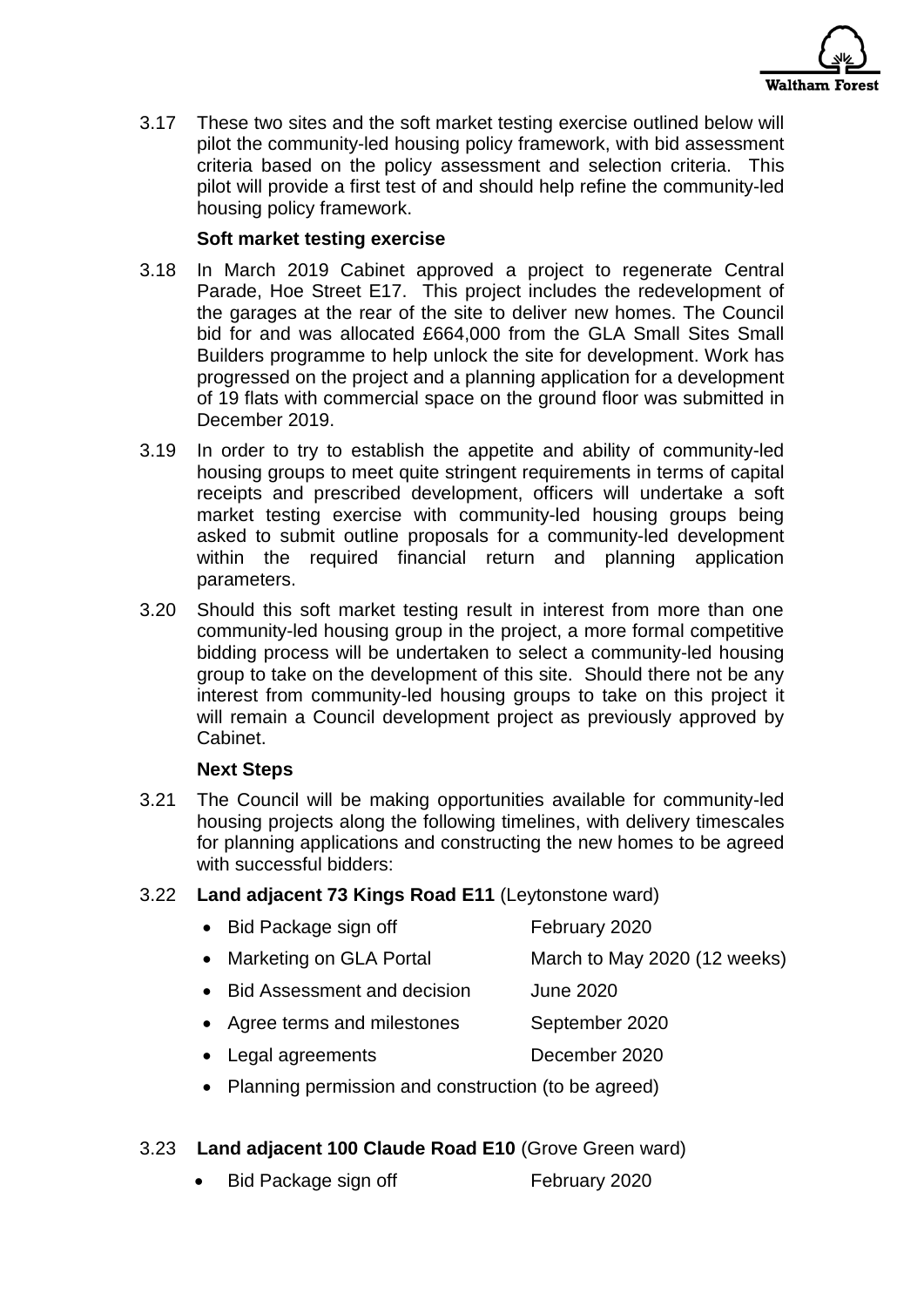3.17 These two sites and the soft market testing exercise outlined below will pilot the community-led housing policy framework, with bid assessment criteria based on the policy assessment and selection criteria. This pilot will provide a first test of and should help refine the community-led housing policy framework.

**Soft market testing exercise**

3.18 In March 2019 Cabinet approved a project to regenerate Central Parade, Hoe Street E17. This project includes the redevelopment of the garages at the rear of the site to deliver new homes. The Council bid for and was allocated £664,000 from the GLA Small Sites Small Builders programme to help unlock the site for development. Work has progressed on the project and a planning application for a development of 19 flats with commercial space on the ground floor was submitted in December 2019.

3.19 In order to try to establish the appetite and ability of community-led housing groups to meet quite stringent requirements in terms of capital receipts and prescribed development, officers will undertake a soft market testing exercise with community-led housing groups being asked to submit outline proposals for a community-led development within the required financial return and planning application parameters.

3.20 Should this soft market testing result in interest from more than one community-led housing group in the project, a more formal competitive bidding process will be undertaken to select a community-led housing group to take on the development of this site. Should there not be any interest from community-led housing groups to take on this project it will remain a Council development project as previously approved by Cabinet.

**Next Steps**

3.21 The Council will be making opportunities available for community-led housing projects along the following timelines, with delivery timescales for planning applications and constructing the new homes to be agreed with successful bidders:

3.22 **Land adjacent 73 Kings Road E11** (Leytonstone ward)

- Bid Package sign off — February 2020
- Marketing on GLA Portal — March to May 2020 (12 weeks)
- Bid Assessment and decision — June 2020
- Agree terms and milestones — September 2020
- Legal agreements — December 2020
- Planning permission and construction (to be agreed)

3.23 **Land adjacent 100 Claude Road E10** (Grove Green ward)

- Bid Package sign off — February 2020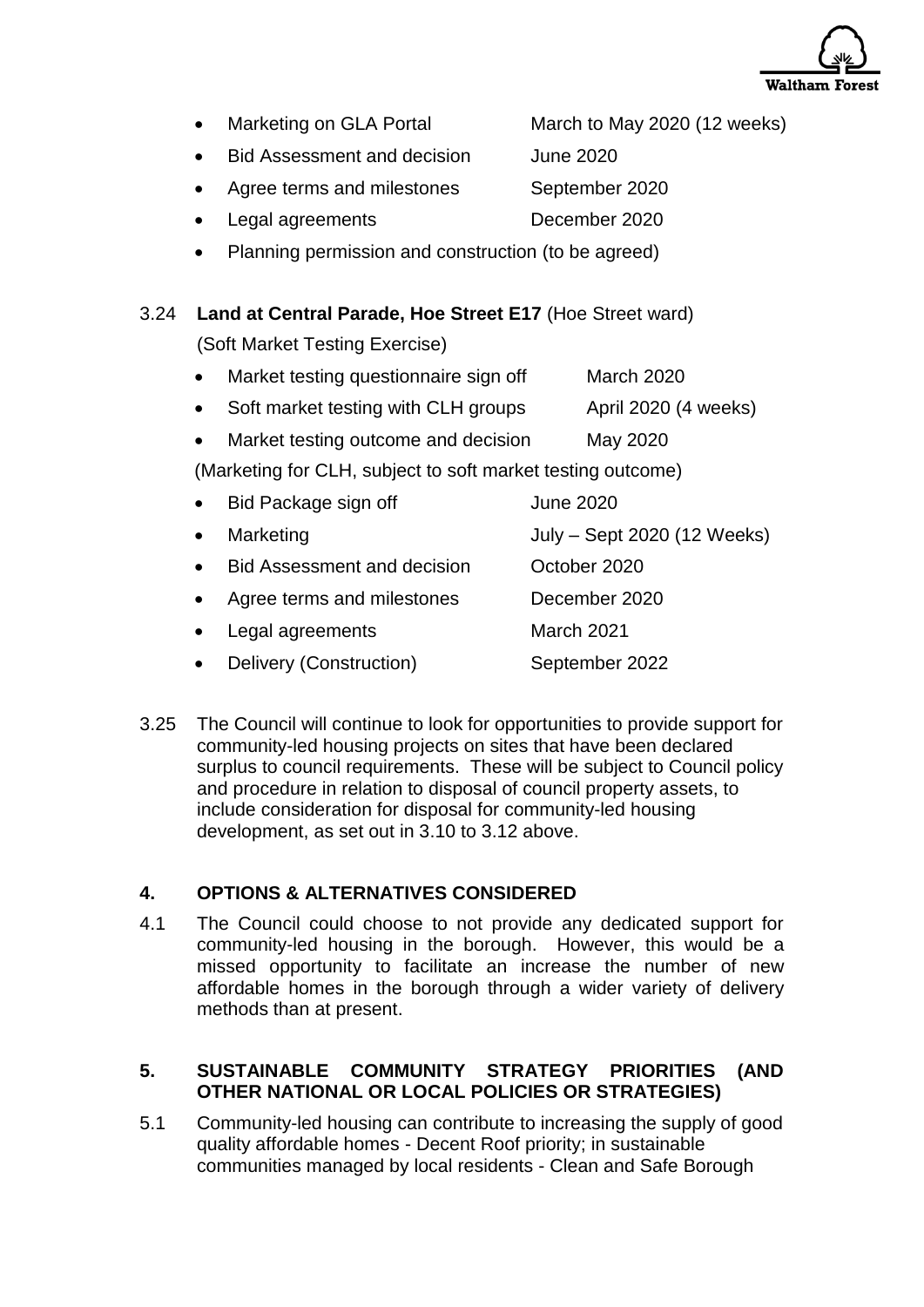- Marketing on GLA Portal — March to May 2020 (12 weeks)
- Bid Assessment and decision — June 2020
- Agree terms and milestones — September 2020
- Legal agreements — December 2020
- Planning permission and construction (to be agreed)

3.24 **Land at Central Parade, Hoe Street E17** (Hoe Street ward)

(Soft Market Testing Exercise)

- Market testing questionnaire sign off — March 2020
- Soft market testing with CLH groups — April 2020 (4 weeks)
- Market testing outcome and decision — May 2020

(Marketing for CLH, subject to soft market testing outcome)

- Bid Package sign off — June 2020
- Marketing — July – Sept 2020 (12 Weeks)
- Bid Assessment and decision — October 2020
- Agree terms and milestones — December 2020
- Legal agreements — March 2021
- Delivery (Construction) — September 2022

3.25 The Council will continue to look for opportunities to provide support for community-led housing projects on sites that have been declared surplus to council requirements. These will be subject to Council policy and procedure in relation to disposal of council property assets, to include consideration for disposal for community-led housing development, as set out in 3.10 to 3.12 above.

## 4. OPTIONS & ALTERNATIVES CONSIDERED

4.1 The Council could choose to not provide any dedicated support for community-led housing in the borough. However, this would be a missed opportunity to facilitate an increase the number of new affordable homes in the borough through a wider variety of delivery methods than at present.

## 5. SUSTAINABLE COMMUNITY STRATEGY PRIORITIES (AND OTHER NATIONAL OR LOCAL POLICIES OR STRATEGIES)

5.1 Community-led housing can contribute to increasing the supply of good quality affordable homes - Decent Roof priority; in sustainable communities managed by local residents - Clean and Safe Borough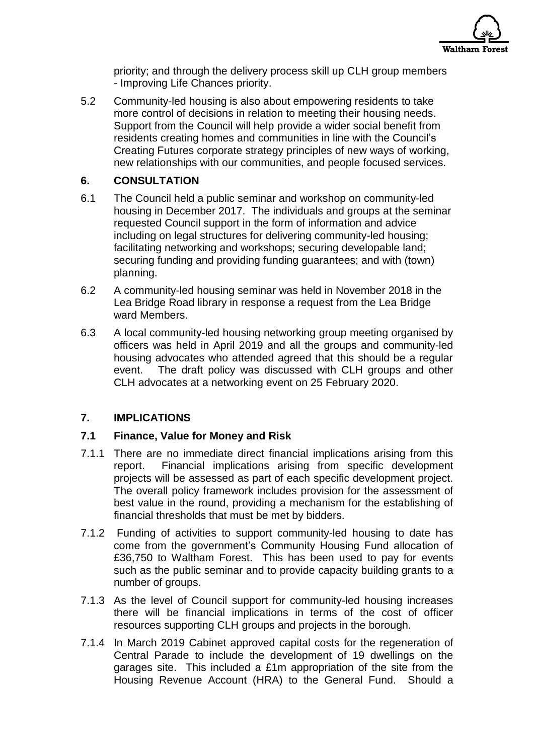priority; and through the delivery process skill up CLH group members - Improving Life Chances priority.

5.2 Community-led housing is also about empowering residents to take more control of decisions in relation to meeting their housing needs. Support from the Council will help provide a wider social benefit from residents creating homes and communities in line with the Council's Creating Futures corporate strategy principles of new ways of working, new relationships with our communities, and people focused services.

## 6. CONSULTATION

6.1 The Council held a public seminar and workshop on community-led housing in December 2017. The individuals and groups at the seminar requested Council support in the form of information and advice including on legal structures for delivering community-led housing; facilitating networking and workshops; securing developable land; securing funding and providing funding guarantees; and with (town) planning.

6.2 A community-led housing seminar was held in November 2018 in the Lea Bridge Road library in response a request from the Lea Bridge ward Members.

6.3 A local community-led housing networking group meeting organised by officers was held in April 2019 and all the groups and community-led housing advocates who attended agreed that this should be a regular event. The draft policy was discussed with CLH groups and other CLH advocates at a networking event on 25 February 2020.

## 7. IMPLICATIONS

### 7.1 Finance, Value for Money and Risk

7.1.1 There are no immediate direct financial implications arising from this report. Financial implications arising from specific development projects will be assessed as part of each specific development project. The overall policy framework includes provision for the assessment of best value in the round, providing a mechanism for the establishing of financial thresholds that must be met by bidders.

7.1.2 Funding of activities to support community-led housing to date has come from the government's Community Housing Fund allocation of £36,750 to Waltham Forest. This has been used to pay for events such as the public seminar and to provide capacity building grants to a number of groups.

7.1.3 As the level of Council support for community-led housing increases there will be financial implications in terms of the cost of officer resources supporting CLH groups and projects in the borough.

7.1.4 In March 2019 Cabinet approved capital costs for the regeneration of Central Parade to include the development of 19 dwellings on the garages site. This included a £1m appropriation of the site from the Housing Revenue Account (HRA) to the General Fund. Should a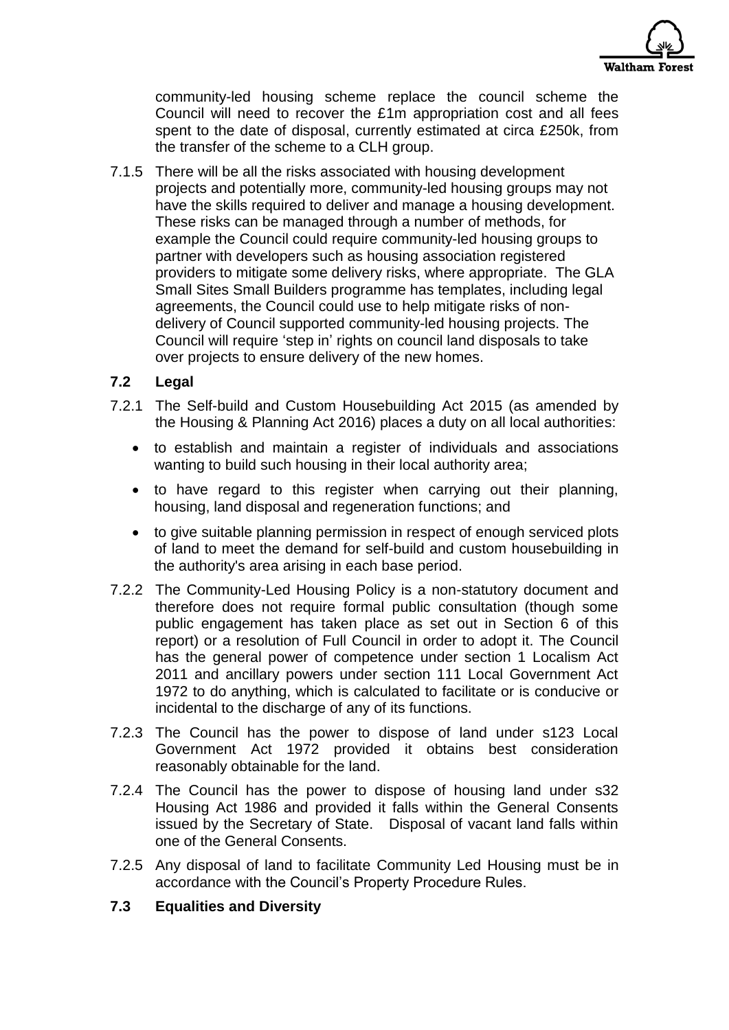community-led housing scheme replace the council scheme the Council will need to recover the £1m appropriation cost and all fees spent to the date of disposal, currently estimated at circa £250k, from the transfer of the scheme to a CLH group.

7.1.5 There will be all the risks associated with housing development projects and potentially more, community-led housing groups may not have the skills required to deliver and manage a housing development. These risks can be managed through a number of methods, for example the Council could require community-led housing groups to partner with developers such as housing association registered providers to mitigate some delivery risks, where appropriate. The GLA Small Sites Small Builders programme has templates, including legal agreements, the Council could use to help mitigate risks of non-delivery of Council supported community-led housing projects. The Council will require 'step in' rights on council land disposals to take over projects to ensure delivery of the new homes.

**7.2 Legal**

7.2.1 The Self-build and Custom Housebuilding Act 2015 (as amended by the Housing & Planning Act 2016) places a duty on all local authorities:

- to establish and maintain a register of individuals and associations wanting to build such housing in their local authority area;
- to have regard to this register when carrying out their planning, housing, land disposal and regeneration functions; and
- to give suitable planning permission in respect of enough serviced plots of land to meet the demand for self-build and custom housebuilding in the authority's area arising in each base period.

7.2.2 The Community-Led Housing Policy is a non-statutory document and therefore does not require formal public consultation (though some public engagement has taken place as set out in Section 6 of this report) or a resolution of Full Council in order to adopt it. The Council has the general power of competence under section 1 Localism Act 2011 and ancillary powers under section 111 Local Government Act 1972 to do anything, which is calculated to facilitate or is conducive or incidental to the discharge of any of its functions.

7.2.3 The Council has the power to dispose of land under s123 Local Government Act 1972 provided it obtains best consideration reasonably obtainable for the land.

7.2.4 The Council has the power to dispose of housing land under s32 Housing Act 1986 and provided it falls within the General Consents issued by the Secretary of State. Disposal of vacant land falls within one of the General Consents.

7.2.5 Any disposal of land to facilitate Community Led Housing must be in accordance with the Council's Property Procedure Rules.

**7.3 Equalities and Diversity**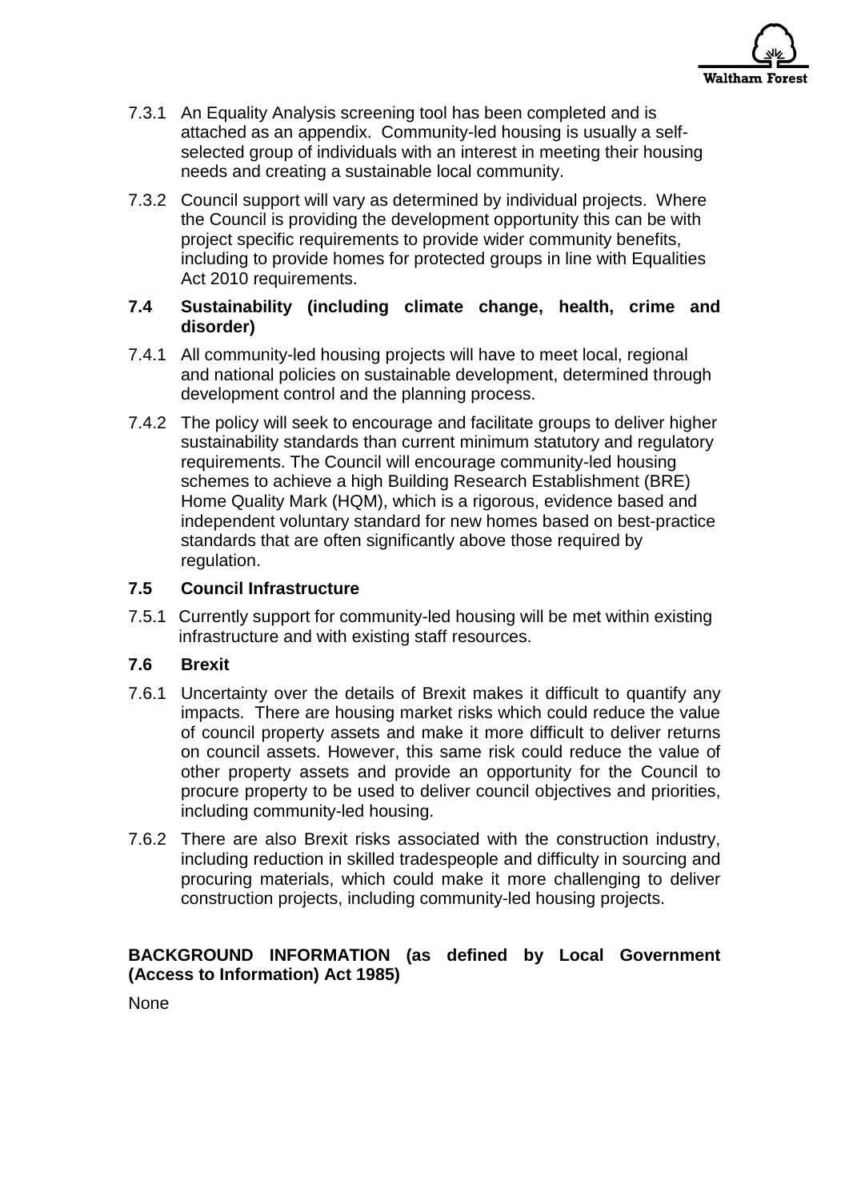7.3.1 An Equality Analysis screening tool has been completed and is attached as an appendix. Community-led housing is usually a self-selected group of individuals with an interest in meeting their housing needs and creating a sustainable local community.

7.3.2 Council support will vary as determined by individual projects. Where the Council is providing the development opportunity this can be with project specific requirements to provide wider community benefits, including to provide homes for protected groups in line with Equalities Act 2010 requirements.

**7.4 Sustainability (including climate change, health, crime and disorder)**

7.4.1 All community-led housing projects will have to meet local, regional and national policies on sustainable development, determined through development control and the planning process.

7.4.2 The policy will seek to encourage and facilitate groups to deliver higher sustainability standards than current minimum statutory and regulatory requirements. The Council will encourage community-led housing schemes to achieve a high Building Research Establishment (BRE) Home Quality Mark (HQM), which is a rigorous, evidence based and independent voluntary standard for new homes based on best-practice standards that are often significantly above those required by regulation.

**7.5 Council Infrastructure**

7.5.1 Currently support for community-led housing will be met within existing infrastructure and with existing staff resources.

**7.6 Brexit**

7.6.1 Uncertainty over the details of Brexit makes it difficult to quantify any impacts. There are housing market risks which could reduce the value of council property assets and make it more difficult to deliver returns on council assets. However, this same risk could reduce the value of other property assets and provide an opportunity for the Council to procure property to be used to deliver council objectives and priorities, including community-led housing.

7.6.2 There are also Brexit risks associated with the construction industry, including reduction in skilled tradespeople and difficulty in sourcing and procuring materials, which could make it more challenging to deliver construction projects, including community-led housing projects.

**BACKGROUND INFORMATION (as defined by Local Government (Access to Information) Act 1985)**

None